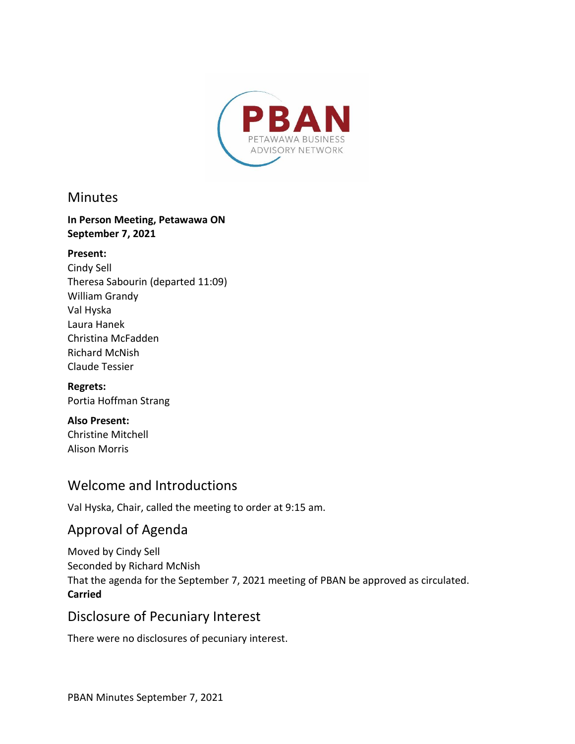PBAN

PETAWAWA BUSINESS ADVISORY NETWORK

# Minutes

**In Person Meeting, Petawawa ON**
**September 7, 2021**

**Present:**
Cindy Sell
Theresa Sabourin (departed 11:09)
William Grandy
Val Hyska
Laura Hanek
Christina McFadden
Richard McNish
Claude Tessier

**Regrets:**
Portia Hoffman Strang

**Also Present:**
Christine Mitchell
Alison Morris

## Welcome and Introductions

Val Hyska, Chair, called the meeting to order at 9:15 am.

## Approval of Agenda

Moved by Cindy Sell
Seconded by Richard McNish
That the agenda for the September 7, 2021 meeting of PBAN be approved as circulated.
**Carried**

## Disclosure of Pecuniary Interest

There were no disclosures of pecuniary interest.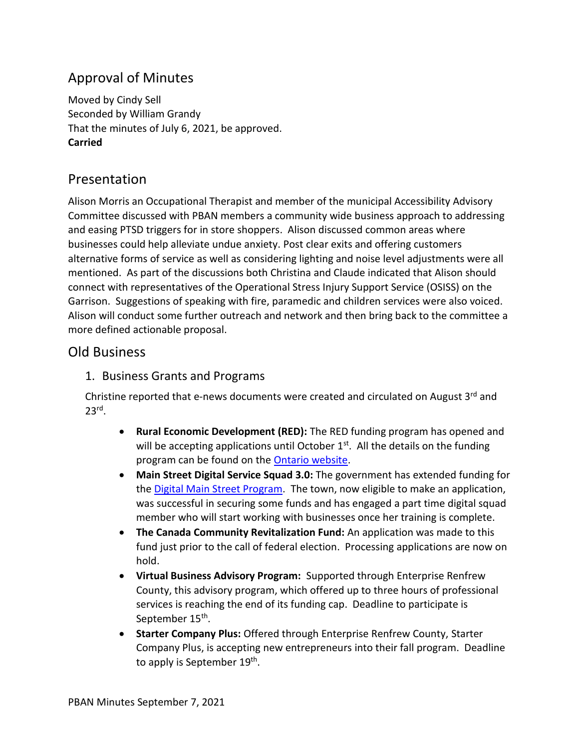## Approval of Minutes

Moved by Cindy Sell
Seconded by William Grandy
That the minutes of July 6, 2021, be approved.
**Carried**

## Presentation

Alison Morris an Occupational Therapist and member of the municipal Accessibility Advisory Committee discussed with PBAN members a community wide business approach to addressing and easing PTSD triggers for in store shoppers. Alison discussed common areas where businesses could help alleviate undue anxiety. Post clear exits and offering customers alternative forms of service as well as considering lighting and noise level adjustments were all mentioned. As part of the discussions both Christina and Claude indicated that Alison should connect with representatives of the Operational Stress Injury Support Service (OSISS) on the Garrison. Suggestions of speaking with fire, paramedic and children services were also voiced. Alison will conduct some further outreach and network and then bring back to the committee a more defined actionable proposal.

## Old Business

### 1. Business Grants and Programs

Christine reported that e-news documents were created and circulated on August 3rd and 23rd.

- **Rural Economic Development (RED):** The RED funding program has opened and will be accepting applications until October 1st. All the details on the funding program can be found on the Ontario website.
- **Main Street Digital Service Squad 3.0:** The government has extended funding for the Digital Main Street Program. The town, now eligible to make an application, was successful in securing some funds and has engaged a part time digital squad member who will start working with businesses once her training is complete.
- **The Canada Community Revitalization Fund:** An application was made to this fund just prior to the call of federal election. Processing applications are now on hold.
- **Virtual Business Advisory Program:** Supported through Enterprise Renfrew County, this advisory program, which offered up to three hours of professional services is reaching the end of its funding cap. Deadline to participate is September 15th.
- **Starter Company Plus:** Offered through Enterprise Renfrew County, Starter Company Plus, is accepting new entrepreneurs into their fall program. Deadline to apply is September 19th.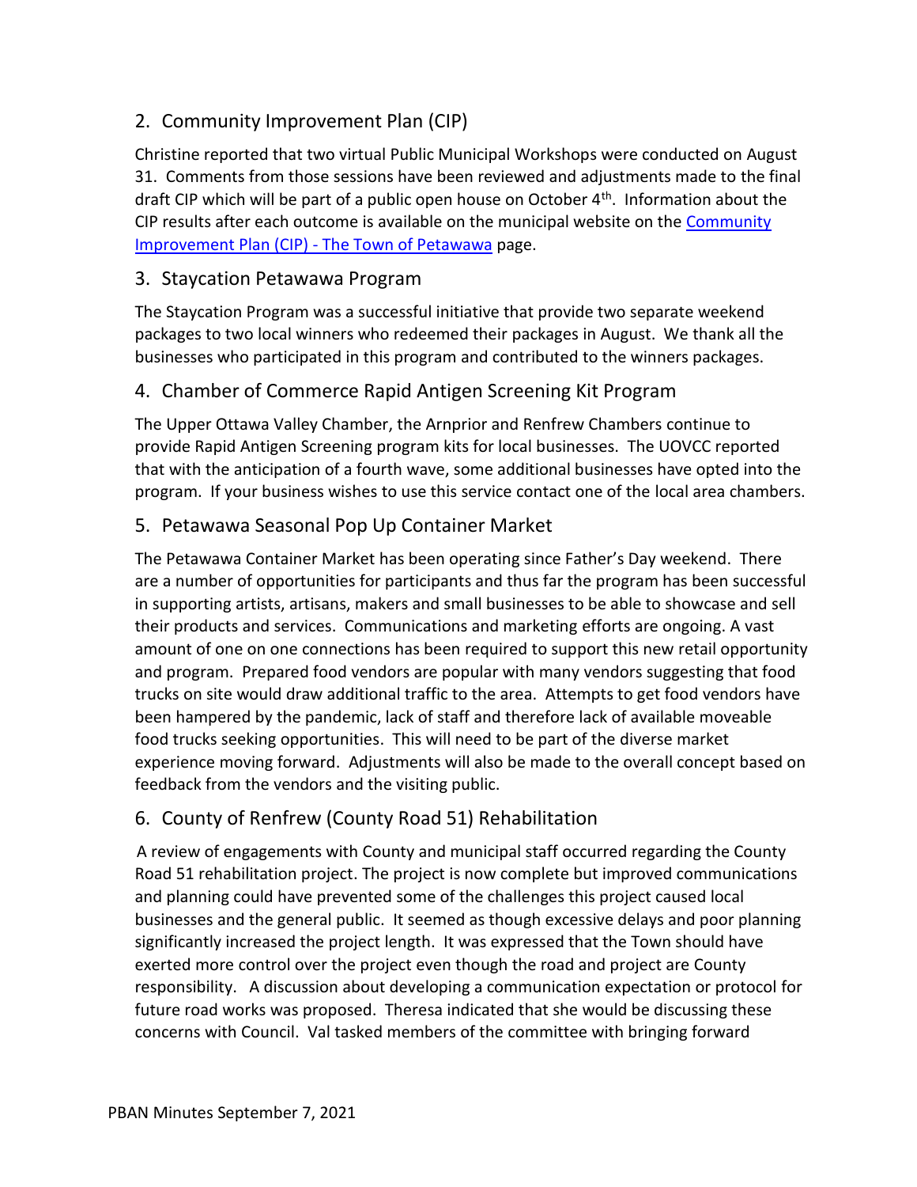## 2. Community Improvement Plan (CIP)

Christine reported that two virtual Public Municipal Workshops were conducted on August 31. Comments from those sessions have been reviewed and adjustments made to the final draft CIP which will be part of a public open house on October 4th. Information about the CIP results after each outcome is available on the municipal website on the [Community Improvement Plan (CIP) - The Town of Petawawa]() page.

## 3. Staycation Petawawa Program

The Staycation Program was a successful initiative that provide two separate weekend packages to two local winners who redeemed their packages in August. We thank all the businesses who participated in this program and contributed to the winners packages.

## 4. Chamber of Commerce Rapid Antigen Screening Kit Program

The Upper Ottawa Valley Chamber, the Arnprior and Renfrew Chambers continue to provide Rapid Antigen Screening program kits for local businesses. The UOVCC reported that with the anticipation of a fourth wave, some additional businesses have opted into the program. If your business wishes to use this service contact one of the local area chambers.

## 5. Petawawa Seasonal Pop Up Container Market

The Petawawa Container Market has been operating since Father's Day weekend. There are a number of opportunities for participants and thus far the program has been successful in supporting artists, artisans, makers and small businesses to be able to showcase and sell their products and services. Communications and marketing efforts are ongoing. A vast amount of one on one connections has been required to support this new retail opportunity and program. Prepared food vendors are popular with many vendors suggesting that food trucks on site would draw additional traffic to the area. Attempts to get food vendors have been hampered by the pandemic, lack of staff and therefore lack of available moveable food trucks seeking opportunities. This will need to be part of the diverse market experience moving forward. Adjustments will also be made to the overall concept based on feedback from the vendors and the visiting public.

## 6. County of Renfrew (County Road 51) Rehabilitation

A review of engagements with County and municipal staff occurred regarding the County Road 51 rehabilitation project. The project is now complete but improved communications and planning could have prevented some of the challenges this project caused local businesses and the general public. It seemed as though excessive delays and poor planning significantly increased the project length. It was expressed that the Town should have exerted more control over the project even though the road and project are County responsibility. A discussion about developing a communication expectation or protocol for future road works was proposed. Theresa indicated that she would be discussing these concerns with Council. Val tasked members of the committee with bringing forward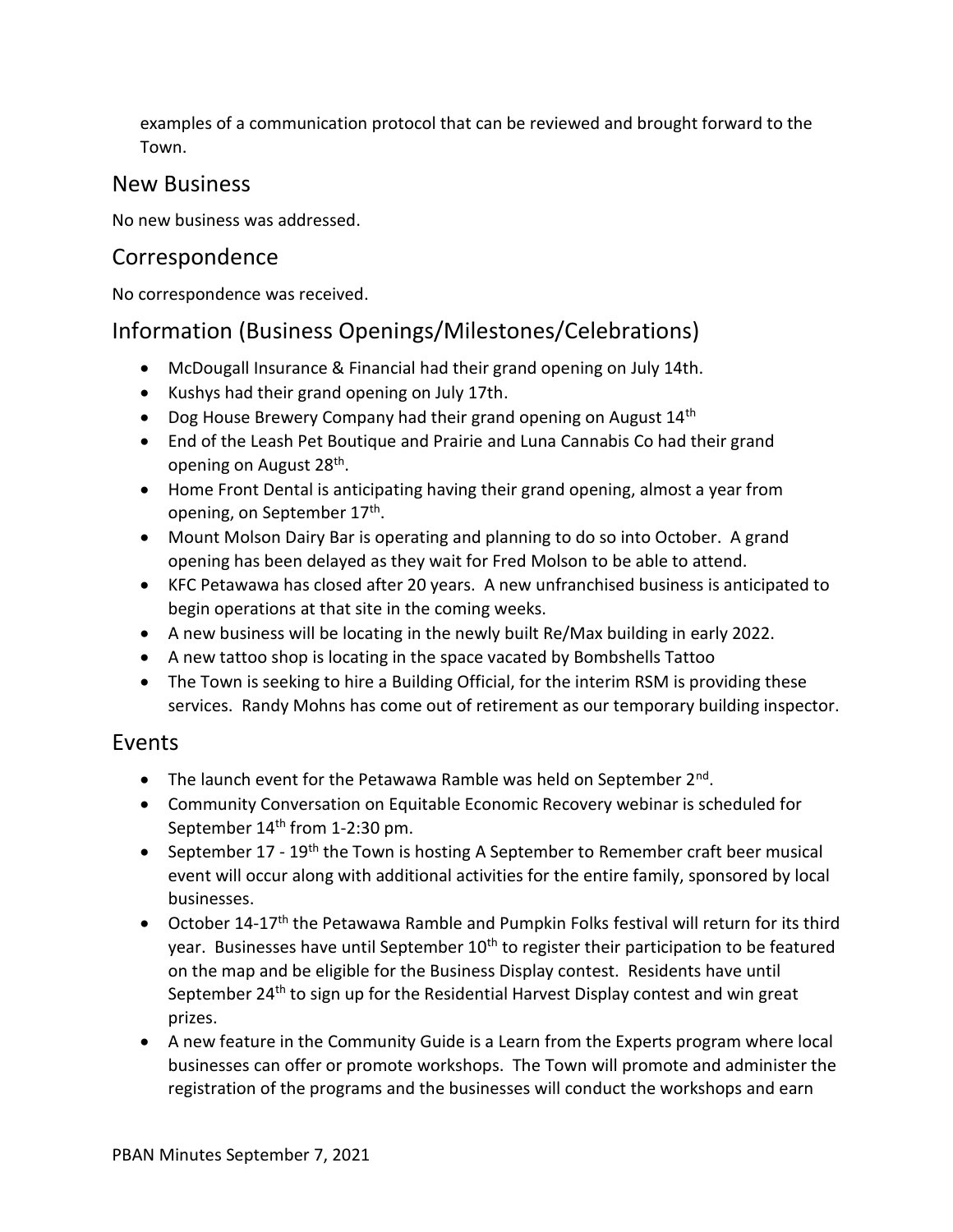examples of a communication protocol that can be reviewed and brought forward to the Town.

## New Business

No new business was addressed.

## Correspondence

No correspondence was received.

## Information (Business Openings/Milestones/Celebrations)

- McDougall Insurance & Financial had their grand opening on July 14th.
- Kushys had their grand opening on July 17th.
- Dog House Brewery Company had their grand opening on August 14th
- End of the Leash Pet Boutique and Prairie and Luna Cannabis Co had their grand opening on August 28th.
- Home Front Dental is anticipating having their grand opening, almost a year from opening, on September 17th.
- Mount Molson Dairy Bar is operating and planning to do so into October. A grand opening has been delayed as they wait for Fred Molson to be able to attend.
- KFC Petawawa has closed after 20 years. A new unfranchised business is anticipated to begin operations at that site in the coming weeks.
- A new business will be locating in the newly built Re/Max building in early 2022.
- A new tattoo shop is locating in the space vacated by Bombshells Tattoo
- The Town is seeking to hire a Building Official, for the interim RSM is providing these services. Randy Mohns has come out of retirement as our temporary building inspector.

## Events

- The launch event for the Petawawa Ramble was held on September 2nd.
- Community Conversation on Equitable Economic Recovery webinar is scheduled for September 14th from 1-2:30 pm.
- September 17 - 19th the Town is hosting A September to Remember craft beer musical event will occur along with additional activities for the entire family, sponsored by local businesses.
- October 14-17th the Petawawa Ramble and Pumpkin Folks festival will return for its third year. Businesses have until September 10th to register their participation to be featured on the map and be eligible for the Business Display contest. Residents have until September 24th to sign up for the Residential Harvest Display contest and win great prizes.
- A new feature in the Community Guide is a Learn from the Experts program where local businesses can offer or promote workshops. The Town will promote and administer the registration of the programs and the businesses will conduct the workshops and earn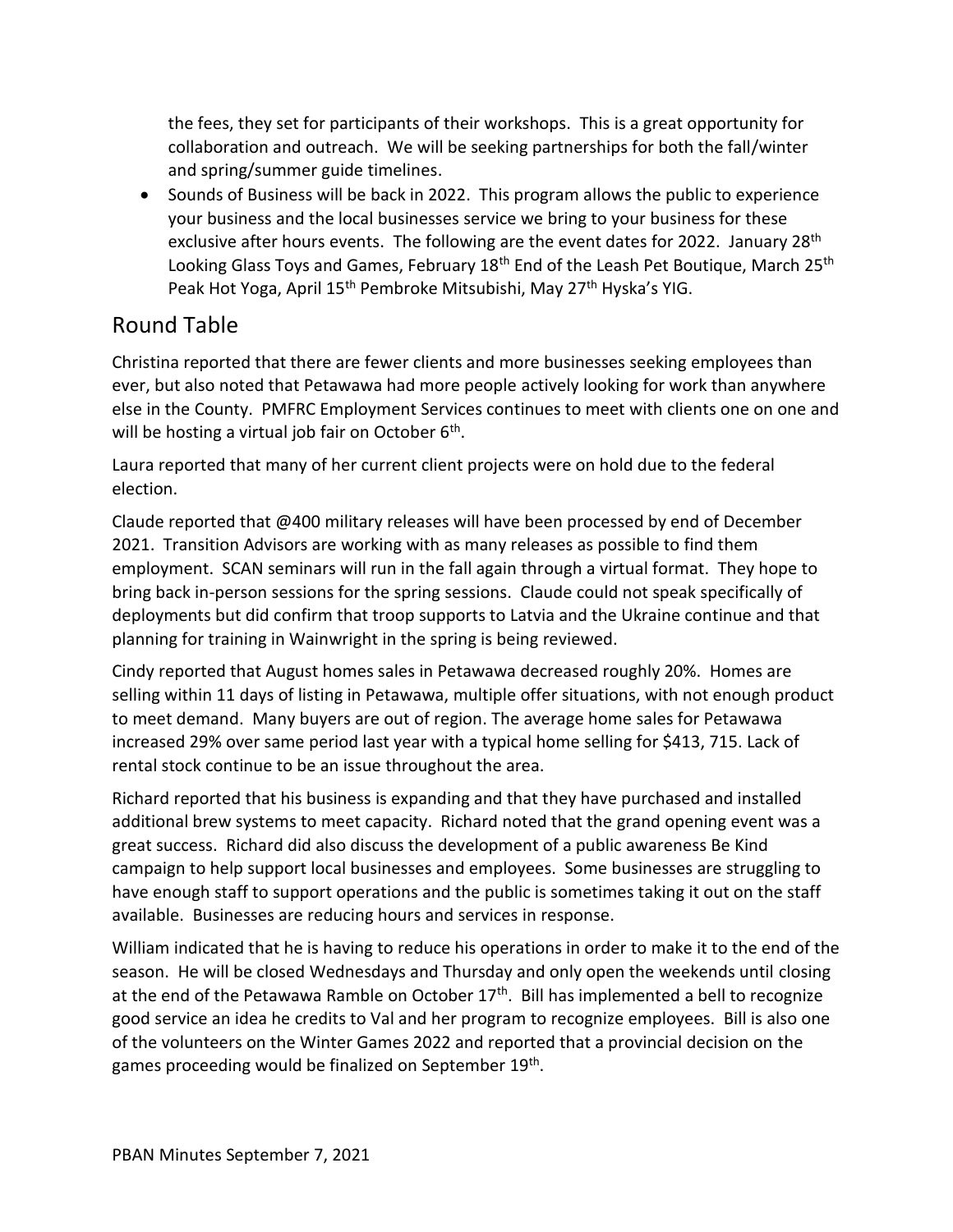the fees, they set for participants of their workshops. This is a great opportunity for collaboration and outreach. We will be seeking partnerships for both the fall/winter and spring/summer guide timelines.

- Sounds of Business will be back in 2022. This program allows the public to experience your business and the local businesses service we bring to your business for these exclusive after hours events. The following are the event dates for 2022. January 28th Looking Glass Toys and Games, February 18th End of the Leash Pet Boutique, March 25th Peak Hot Yoga, April 15th Pembroke Mitsubishi, May 27th Hyska's YIG.

## Round Table

Christina reported that there are fewer clients and more businesses seeking employees than ever, but also noted that Petawawa had more people actively looking for work than anywhere else in the County. PMFRC Employment Services continues to meet with clients one on one and will be hosting a virtual job fair on October 6th.

Laura reported that many of her current client projects were on hold due to the federal election.

Claude reported that @400 military releases will have been processed by end of December 2021. Transition Advisors are working with as many releases as possible to find them employment. SCAN seminars will run in the fall again through a virtual format. They hope to bring back in-person sessions for the spring sessions. Claude could not speak specifically of deployments but did confirm that troop supports to Latvia and the Ukraine continue and that planning for training in Wainwright in the spring is being reviewed.

Cindy reported that August homes sales in Petawawa decreased roughly 20%. Homes are selling within 11 days of listing in Petawawa, multiple offer situations, with not enough product to meet demand. Many buyers are out of region. The average home sales for Petawawa increased 29% over same period last year with a typical home selling for $413, 715. Lack of rental stock continue to be an issue throughout the area.

Richard reported that his business is expanding and that they have purchased and installed additional brew systems to meet capacity. Richard noted that the grand opening event was a great success. Richard did also discuss the development of a public awareness Be Kind campaign to help support local businesses and employees. Some businesses are struggling to have enough staff to support operations and the public is sometimes taking it out on the staff available. Businesses are reducing hours and services in response.

William indicated that he is having to reduce his operations in order to make it to the end of the season. He will be closed Wednesdays and Thursday and only open the weekends until closing at the end of the Petawawa Ramble on October 17th. Bill has implemented a bell to recognize good service an idea he credits to Val and her program to recognize employees. Bill is also one of the volunteers on the Winter Games 2022 and reported that a provincial decision on the games proceeding would be finalized on September 19th.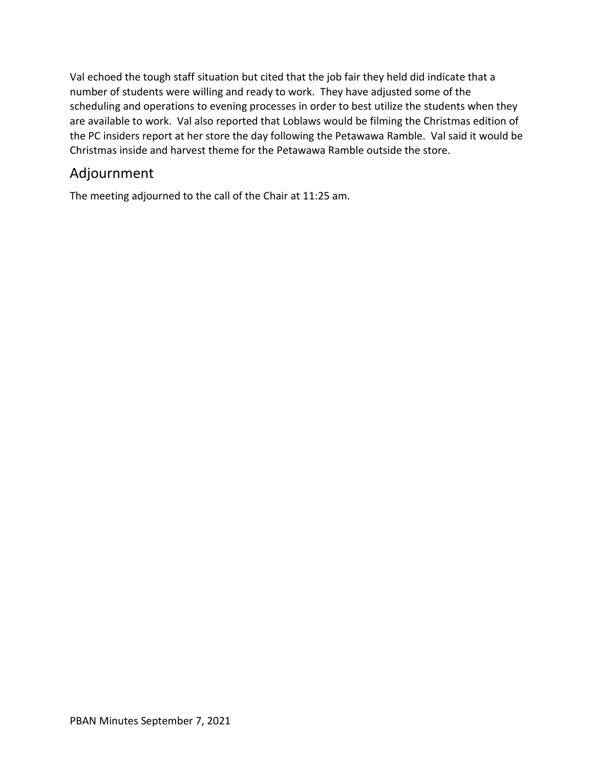Val echoed the tough staff situation but cited that the job fair they held did indicate that a number of students were willing and ready to work. They have adjusted some of the scheduling and operations to evening processes in order to best utilize the students when they are available to work. Val also reported that Loblaws would be filming the Christmas edition of the PC insiders report at her store the day following the Petawawa Ramble. Val said it would be Christmas inside and harvest theme for the Petawawa Ramble outside the store.

## Adjournment

The meeting adjourned to the call of the Chair at 11:25 am.